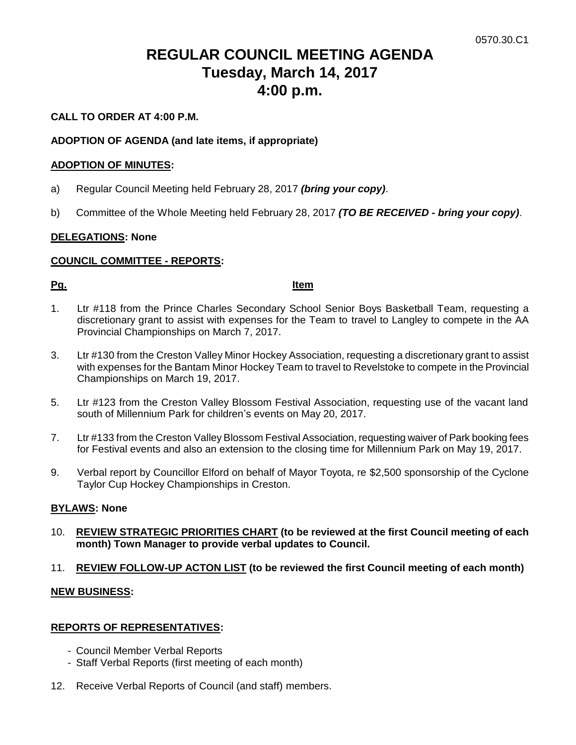0570.30.C1

# REGULAR COUNCIL MEETING AGENDA
# Tuesday, March 14, 2017
# 4:00 p.m.

**CALL TO ORDER AT 4:00 P.M.**

**ADOPTION OF AGENDA (and late items, if appropriate)**

**ADOPTION OF MINUTES:**

a) Regular Council Meeting held February 28, 2017 ***(bring your copy)***.

b) Committee of the Whole Meeting held February 28, 2017 ***(TO BE RECEIVED - bring your copy)***.

**DELEGATIONS: None**

**COUNCIL COMMITTEE - REPORTS:**

**Pg.** **Item**

1. Ltr #118 from the Prince Charles Secondary School Senior Boys Basketball Team, requesting a discretionary grant to assist with expenses for the Team to travel to Langley to compete in the AA Provincial Championships on March 7, 2017.

3. Ltr #130 from the Creston Valley Minor Hockey Association, requesting a discretionary grant to assist with expenses for the Bantam Minor Hockey Team to travel to Revelstoke to compete in the Provincial Championships on March 19, 2017.

5. Ltr #123 from the Creston Valley Blossom Festival Association, requesting use of the vacant land south of Millennium Park for children's events on May 20, 2017.

7. Ltr #133 from the Creston Valley Blossom Festival Association, requesting waiver of Park booking fees for Festival events and also an extension to the closing time for Millennium Park on May 19, 2017.

9. Verbal report by Councillor Elford on behalf of Mayor Toyota, re $2,500 sponsorship of the Cyclone Taylor Cup Hockey Championships in Creston.

**BYLAWS: None**

10. **REVIEW STRATEGIC PRIORITIES CHART (to be reviewed at the first Council meeting of each month) Town Manager to provide verbal updates to Council.**

11. **REVIEW FOLLOW-UP ACTON LIST (to be reviewed the first Council meeting of each month)**

**NEW BUSINESS:**

**REPORTS OF REPRESENTATIVES:**

- Council Member Verbal Reports
- Staff Verbal Reports (first meeting of each month)

12. Receive Verbal Reports of Council (and staff) members.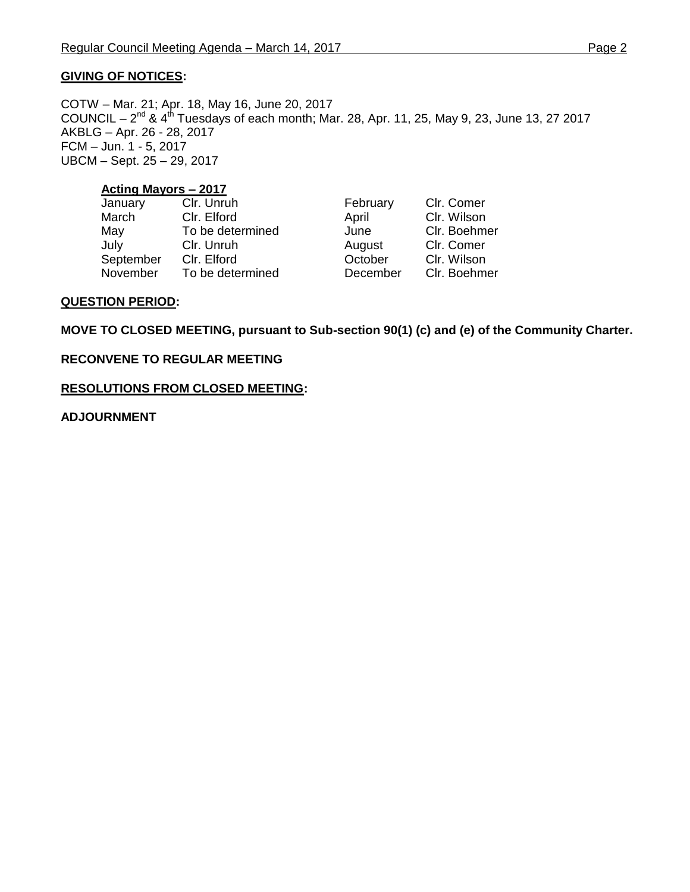**GIVING OF NOTICES:**

COTW – Mar. 21; Apr. 18, May 16, June 20, 2017
COUNCIL – 2nd & 4th Tuesdays of each month; Mar. 28, Apr. 11, 25, May 9, 23, June 13, 27 2017
AKBLG – Apr. 26 - 28, 2017
FCM – Jun. 1 - 5, 2017
UBCM – Sept. 25 – 29, 2017

**Acting Mayors – 2017**

| | | | |
|---|---|---|---|
| January | Clr. Unruh | February | Clr. Comer |
| March | Clr. Elford | April | Clr. Wilson |
| May | To be determined | June | Clr. Boehmer |
| July | Clr. Unruh | August | Clr. Comer |
| September | Clr. Elford | October | Clr. Wilson |
| November | To be determined | December | Clr. Boehmer |

**QUESTION PERIOD:**

**MOVE TO CLOSED MEETING, pursuant to Sub-section 90(1) (c) and (e) of the Community Charter.**

**RECONVENE TO REGULAR MEETING**

**RESOLUTIONS FROM CLOSED MEETING:**

**ADJOURNMENT**